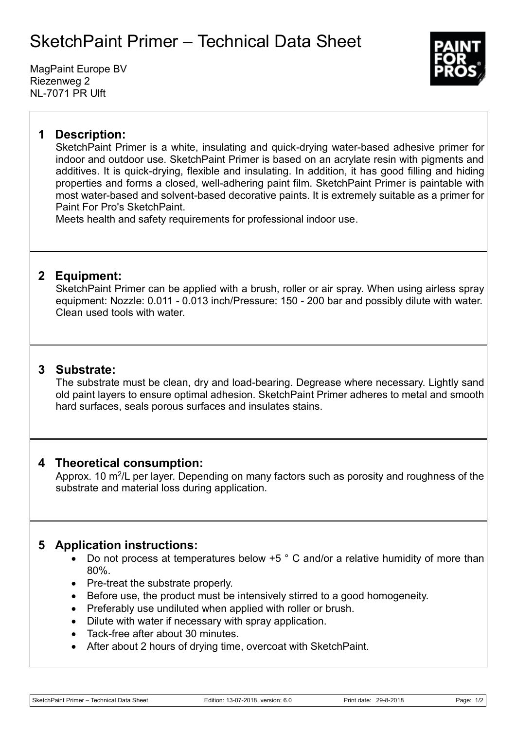# SketchPaint Primer – Technical Data Sheet

MagPaint Europe BV
Riezenweg 2
NL-7071 PR Ulft

## 1 Description:

SketchPaint Primer is a white, insulating and quick-drying water-based adhesive primer for indoor and outdoor use. SketchPaint Primer is based on an acrylate resin with pigments and additives. It is quick-drying, flexible and insulating. In addition, it has good filling and hiding properties and forms a closed, well-adhering paint film. SketchPaint Primer is paintable with most water-based and solvent-based decorative paints. It is extremely suitable as a primer for Paint For Pro's SketchPaint.
Meets health and safety requirements for professional indoor use.

## 2 Equipment:

SketchPaint Primer can be applied with a brush, roller or air spray. When using airless spray equipment: Nozzle: 0.011 - 0.013 inch/Pressure: 150 - 200 bar and possibly dilute with water. Clean used tools with water.

## 3 Substrate:

The substrate must be clean, dry and load-bearing. Degrease where necessary. Lightly sand old paint layers to ensure optimal adhesion. SketchPaint Primer adheres to metal and smooth hard surfaces, seals porous surfaces and insulates stains.

## 4 Theoretical consumption:

Approx. 10 $m^2$/L per layer. Depending on many factors such as porosity and roughness of the substrate and material loss during application.

## 5 Application instructions:

- Do not process at temperatures below +5 ° C and/or a relative humidity of more than 80%.
- Pre-treat the substrate properly.
- Before use, the product must be intensively stirred to a good homogeneity.
- Preferably use undiluted when applied with roller or brush.
- Dilute with water if necessary with spray application.
- Tack-free after about 30 minutes.
- After about 2 hours of drying time, overcoat with SketchPaint.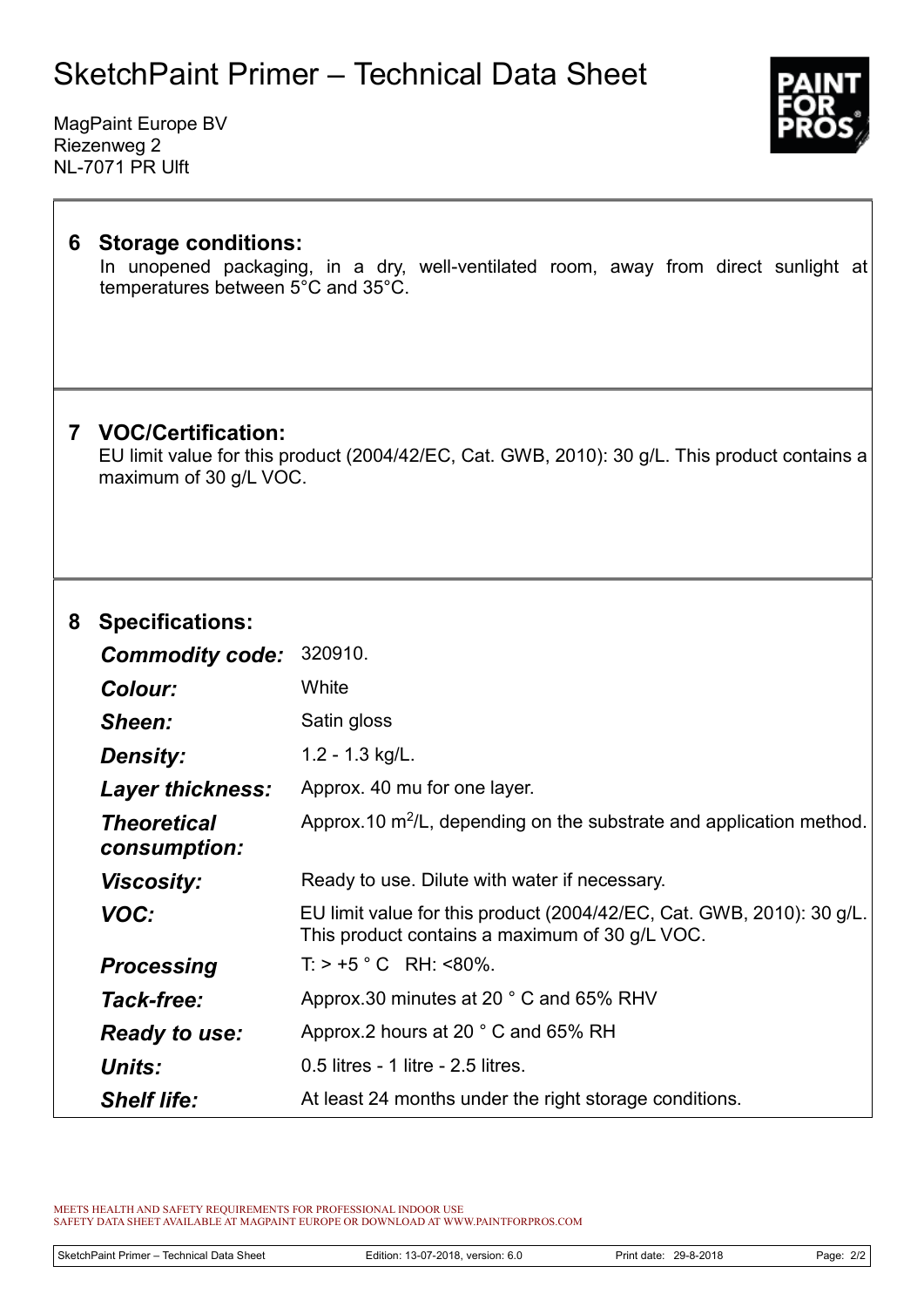# SketchPaint Primer – Technical Data Sheet

MagPaint Europe BV
Riezenweg 2
NL-7071 PR Ulft

## 6 Storage conditions:

In unopened packaging, in a dry, well-ventilated room, away from direct sunlight at temperatures between 5°C and 35°C.

## 7 VOC/Certification:

EU limit value for this product (2004/42/EC, Cat. GWB, 2010): 30 g/L. This product contains a maximum of 30 g/L VOC.

## 8 Specifications:

| | |
|---|---|
| ***Commodity code:*** | 320910. |
| ***Colour:*** | White |
| ***Sheen:*** | Satin gloss |
| ***Density:*** | 1.2 - 1.3 kg/L. |
| ***Layer thickness:*** | Approx. 40 mu for one layer. |
| ***Theoretical consumption:*** | Approx.10 $m^2$/L, depending on the substrate and application method. |
| ***Viscosity:*** | Ready to use. Dilute with water if necessary. |
| ***VOC:*** | EU limit value for this product (2004/42/EC, Cat. GWB, 2010): 30 g/L. This product contains a maximum of 30 g/L VOC. |
| ***Processing*** | T: > +5 ° C RH: <80%. |
| ***Tack-free:*** | Approx.30 minutes at 20 ° C and 65% RHV |
| ***Ready to use:*** | Approx.2 hours at 20 ° C and 65% RH |
| ***Units:*** | 0.5 litres - 1 litre - 2.5 litres. |
| ***Shelf life:*** | At least 24 months under the right storage conditions. |

MEETS HEALTH AND SAFETY REQUIREMENTS FOR PROFESSIONAL INDOOR USE
SAFETY DATA SHEET AVAILABLE AT MAGPAINT EUROPE OR DOWNLOAD AT WWW.PAINTFORPROS.COM